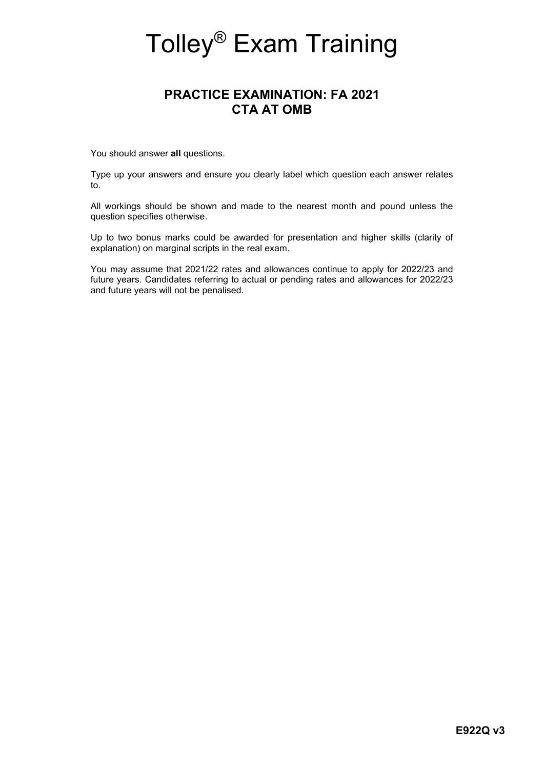# Tolley® Exam Training

## PRACTICE EXAMINATION: FA 2021
## CTA AT OMB

You should answer **all** questions.

Type up your answers and ensure you clearly label which question each answer relates to.

All workings should be shown and made to the nearest month and pound unless the question specifies otherwise.

Up to two bonus marks could be awarded for presentation and higher skills (clarity of explanation) on marginal scripts in the real exam.

You may assume that 2021/22 rates and allowances continue to apply for 2022/23 and future years. Candidates referring to actual or pending rates and allowances for 2022/23 and future years will not be penalised.

**E922Q v3**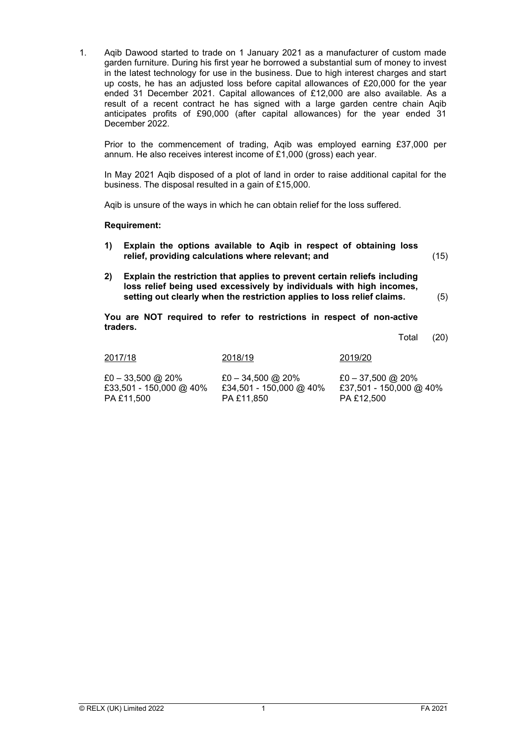1. Aqib Dawood started to trade on 1 January 2021 as a manufacturer of custom made garden furniture. During his first year he borrowed a substantial sum of money to invest in the latest technology for use in the business. Due to high interest charges and start up costs, he has an adjusted loss before capital allowances of £20,000 for the year ended 31 December 2021. Capital allowances of £12,000 are also available. As a result of a recent contract he has signed with a large garden centre chain Aqib anticipates profits of £90,000 (after capital allowances) for the year ended 31 December 2022.

   Prior to the commencement of trading, Aqib was employed earning £37,000 per annum. He also receives interest income of £1,000 (gross) each year.

   In May 2021 Aqib disposed of a plot of land in order to raise additional capital for the business. The disposal resulted in a gain of £15,000.

   Aqib is unsure of the ways in which he can obtain relief for the loss suffered.

   **Requirement:**

   **1) Explain the options available to Aqib in respect of obtaining loss relief, providing calculations where relevant; and** (15)

   **2) Explain the restriction that applies to prevent certain reliefs including loss relief being used excessively by individuals with high incomes, setting out clearly when the restriction applies to loss relief claims.** (5)

   **You are NOT required to refer to restrictions in respect of non-active traders.**

   Total (20)

| 2017/18 | 2018/19 | 2019/20 |
|---|---|---|
| £0 – 33,500 @ 20% | £0 – 34,500 @ 20% | £0 – 37,500 @ 20% |
| £33,501 - 150,000 @ 40% | £34,501 - 150,000 @ 40% | £37,501 - 150,000 @ 40% |
| PA £11,500 | PA £11,850 | PA £12,500 |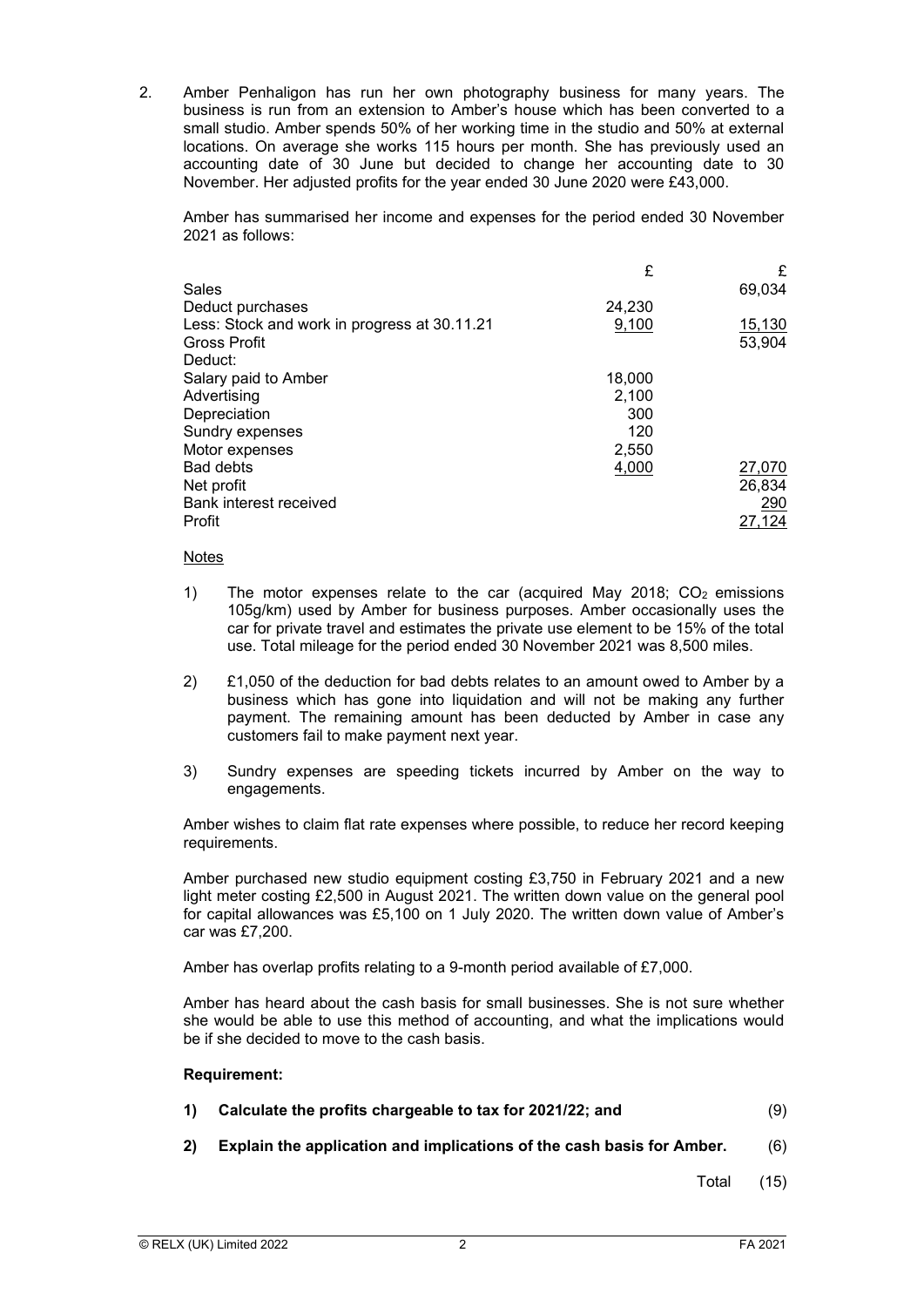2. Amber Penhaligon has run her own photography business for many years. The business is run from an extension to Amber's house which has been converted to a small studio. Amber spends 50% of her working time in the studio and 50% at external locations. On average she works 115 hours per month. She has previously used an accounting date of 30 June but decided to change her accounting date to 30 November. Her adjusted profits for the year ended 30 June 2020 were £43,000.

Amber has summarised her income and expenses for the period ended 30 November 2021 as follows:

| | £ | £ |
|---|---|---|
| Sales | | 69,034 |
| Deduct purchases | 24,230 | |
| Less: Stock and work in progress at 30.11.21 | 9,100 | 15,130 |
| Gross Profit | | 53,904 |
| Deduct: | | |
| Salary paid to Amber | 18,000 | |
| Advertising | 2,100 | |
| Depreciation | 300 | |
| Sundry expenses | 120 | |
| Motor expenses | 2,550 | |
| Bad debts | 4,000 | 27,070 |
| Net profit | | 26,834 |
| Bank interest received | | 290 |
| Profit | | 27,124 |

Notes

1) The motor expenses relate to the car (acquired May 2018; $CO_2$ emissions 105g/km) used by Amber for business purposes. Amber occasionally uses the car for private travel and estimates the private use element to be 15% of the total use. Total mileage for the period ended 30 November 2021 was 8,500 miles.

2) £1,050 of the deduction for bad debts relates to an amount owed to Amber by a business which has gone into liquidation and will not be making any further payment. The remaining amount has been deducted by Amber in case any customers fail to make payment next year.

3) Sundry expenses are speeding tickets incurred by Amber on the way to engagements.

Amber wishes to claim flat rate expenses where possible, to reduce her record keeping requirements.

Amber purchased new studio equipment costing £3,750 in February 2021 and a new light meter costing £2,500 in August 2021. The written down value on the general pool for capital allowances was £5,100 on 1 July 2020. The written down value of Amber's car was £7,200.

Amber has overlap profits relating to a 9-month period available of £7,000.

Amber has heard about the cash basis for small businesses. She is not sure whether she would be able to use this method of accounting, and what the implications would be if she decided to move to the cash basis.

**Requirement:**

**1) Calculate the profits chargeable to tax for 2021/22; and** (9)

**2) Explain the application and implications of the cash basis for Amber.** (6)

Total (15)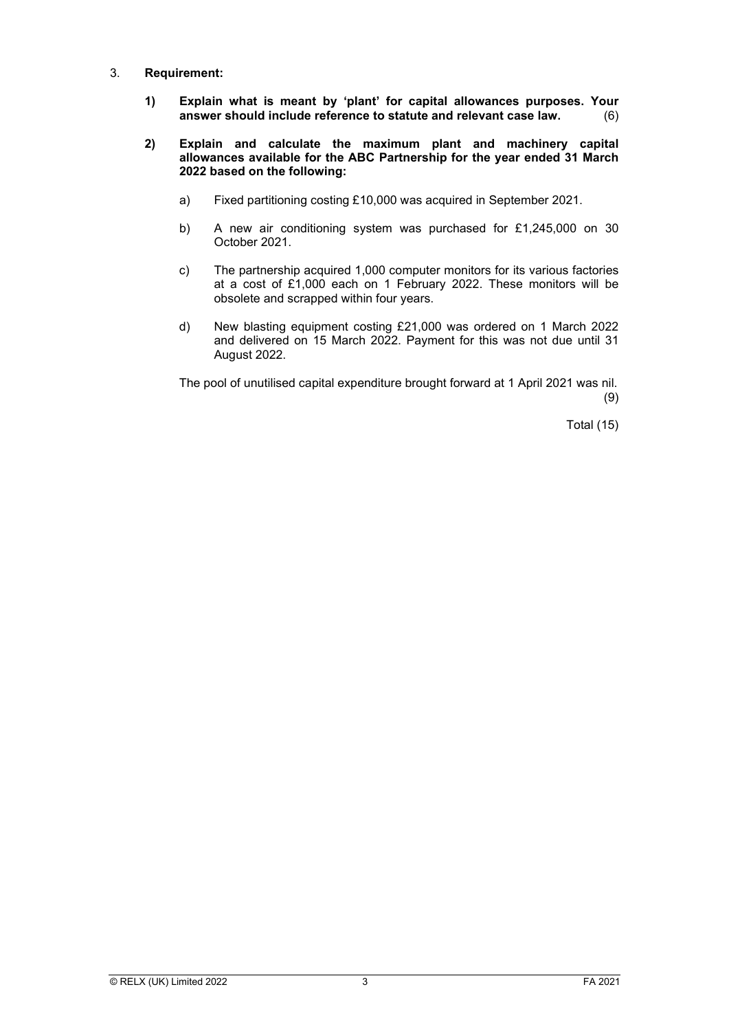3. **Requirement:**

   **1) Explain what is meant by 'plant' for capital allowances purposes. Your answer should include reference to statute and relevant case law.** (6)

   **2) Explain and calculate the maximum plant and machinery capital allowances available for the ABC Partnership for the year ended 31 March 2022 based on the following:**

   a) Fixed partitioning costing £10,000 was acquired in September 2021.

   b) A new air conditioning system was purchased for £1,245,000 on 30 October 2021.

   c) The partnership acquired 1,000 computer monitors for its various factories at a cost of £1,000 each on 1 February 2022. These monitors will be obsolete and scrapped within four years.

   d) New blasting equipment costing £21,000 was ordered on 1 March 2022 and delivered on 15 March 2022. Payment for this was not due until 31 August 2022.

   The pool of unutilised capital expenditure brought forward at 1 April 2021 was nil. (9)

   Total (15)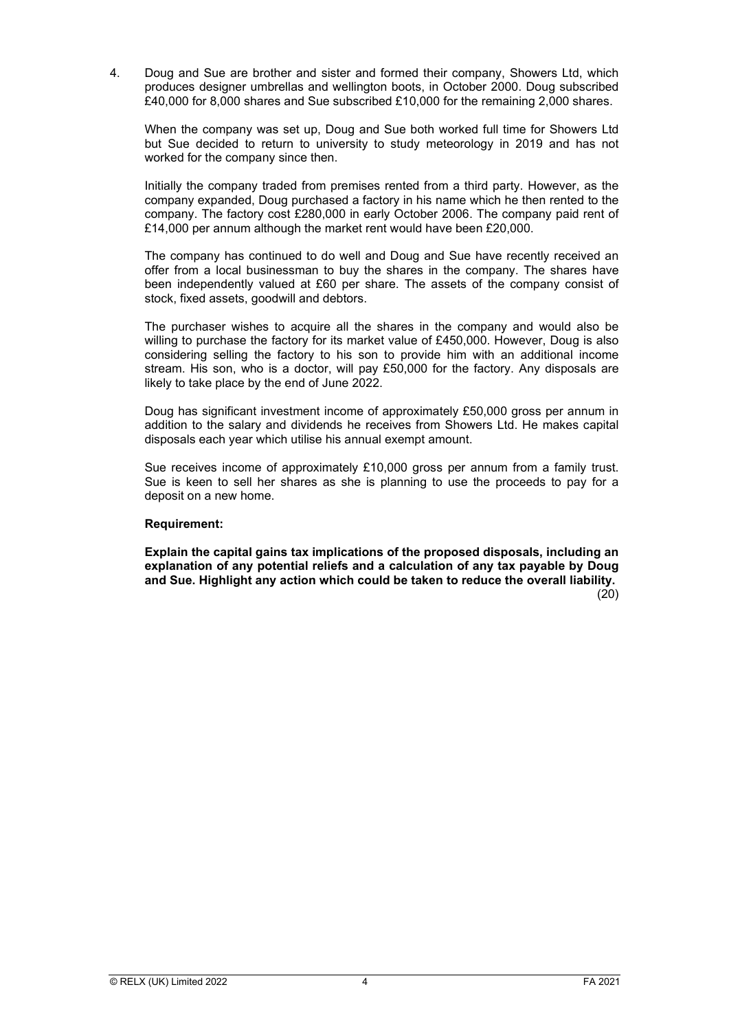4. Doug and Sue are brother and sister and formed their company, Showers Ltd, which produces designer umbrellas and wellington boots, in October 2000. Doug subscribed £40,000 for 8,000 shares and Sue subscribed £10,000 for the remaining 2,000 shares.

   When the company was set up, Doug and Sue both worked full time for Showers Ltd but Sue decided to return to university to study meteorology in 2019 and has not worked for the company since then.

   Initially the company traded from premises rented from a third party. However, as the company expanded, Doug purchased a factory in his name which he then rented to the company. The factory cost £280,000 in early October 2006. The company paid rent of £14,000 per annum although the market rent would have been £20,000.

   The company has continued to do well and Doug and Sue have recently received an offer from a local businessman to buy the shares in the company. The shares have been independently valued at £60 per share. The assets of the company consist of stock, fixed assets, goodwill and debtors.

   The purchaser wishes to acquire all the shares in the company and would also be willing to purchase the factory for its market value of £450,000. However, Doug is also considering selling the factory to his son to provide him with an additional income stream. His son, who is a doctor, will pay £50,000 for the factory. Any disposals are likely to take place by the end of June 2022.

   Doug has significant investment income of approximately £50,000 gross per annum in addition to the salary and dividends he receives from Showers Ltd. He makes capital disposals each year which utilise his annual exempt amount.

   Sue receives income of approximately £10,000 gross per annum from a family trust. Sue is keen to sell her shares as she is planning to use the proceeds to pay for a deposit on a new home.

   **Requirement:**

   **Explain the capital gains tax implications of the proposed disposals, including an explanation of any potential reliefs and a calculation of any tax payable by Doug and Sue. Highlight any action which could be taken to reduce the overall liability.**

   (20)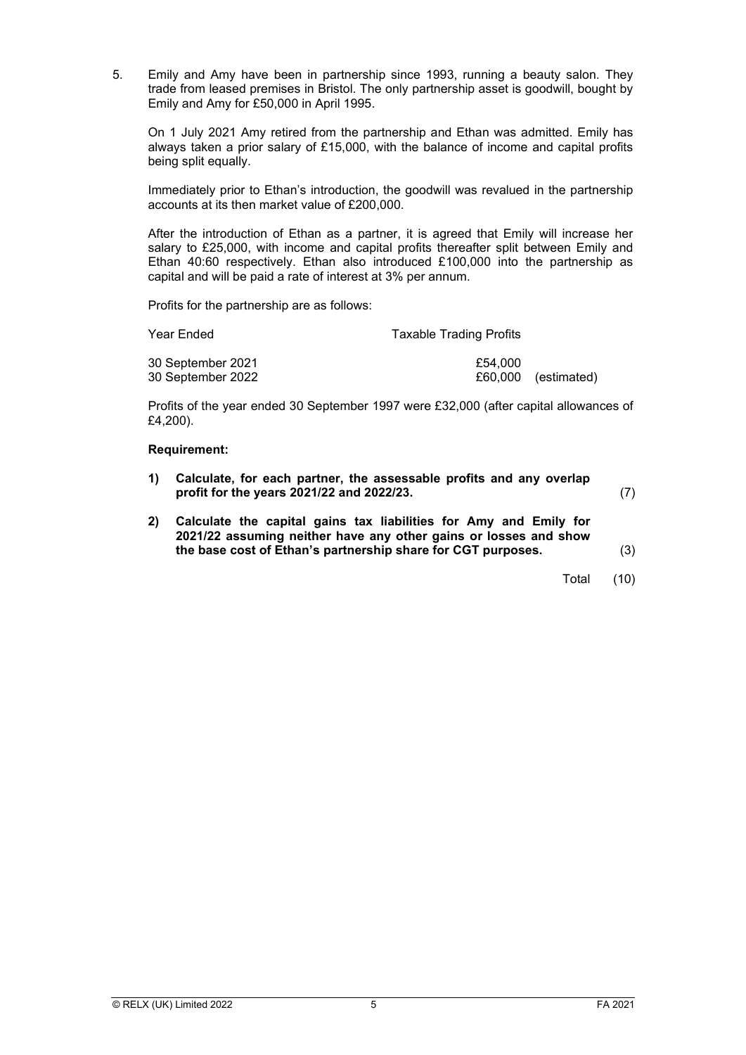5. Emily and Amy have been in partnership since 1993, running a beauty salon. They trade from leased premises in Bristol. The only partnership asset is goodwill, bought by Emily and Amy for £50,000 in April 1995.

   On 1 July 2021 Amy retired from the partnership and Ethan was admitted. Emily has always taken a prior salary of £15,000, with the balance of income and capital profits being split equally.

   Immediately prior to Ethan's introduction, the goodwill was revalued in the partnership accounts at its then market value of £200,000.

   After the introduction of Ethan as a partner, it is agreed that Emily will increase her salary to £25,000, with income and capital profits thereafter split between Emily and Ethan 40:60 respectively. Ethan also introduced £100,000 into the partnership as capital and will be paid a rate of interest at 3% per annum.

   Profits for the partnership are as follows:

| Year Ended | Taxable Trading Profits |
|---|---|
| 30 September 2021 | £54,000 |
| 30 September 2022 | £60,000 (estimated) |

   Profits of the year ended 30 September 1997 were £32,000 (after capital allowances of £4,200).

   **Requirement:**

   **1) Calculate, for each partner, the assessable profits and any overlap profit for the years 2021/22 and 2022/23.** (7)

   **2) Calculate the capital gains tax liabilities for Amy and Emily for 2021/22 assuming neither have any other gains or losses and show the base cost of Ethan's partnership share for CGT purposes.** (3)

   Total (10)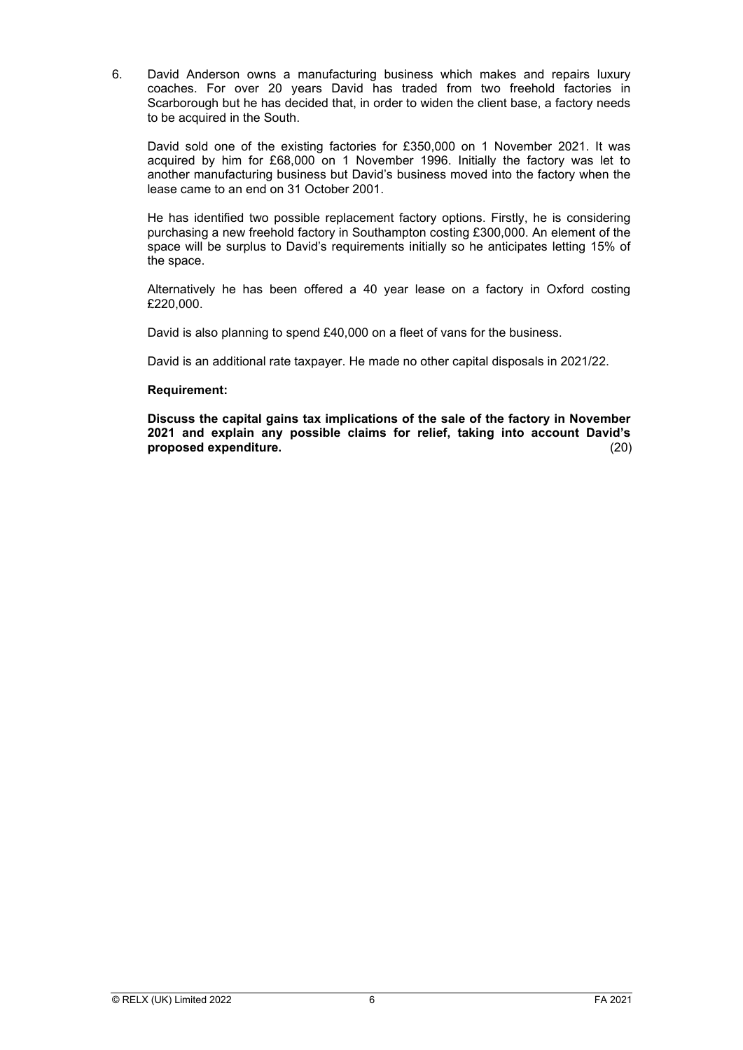6. David Anderson owns a manufacturing business which makes and repairs luxury coaches. For over 20 years David has traded from two freehold factories in Scarborough but he has decided that, in order to widen the client base, a factory needs to be acquired in the South.

   David sold one of the existing factories for £350,000 on 1 November 2021. It was acquired by him for £68,000 on 1 November 1996. Initially the factory was let to another manufacturing business but David's business moved into the factory when the lease came to an end on 31 October 2001.

   He has identified two possible replacement factory options. Firstly, he is considering purchasing a new freehold factory in Southampton costing £300,000. An element of the space will be surplus to David's requirements initially so he anticipates letting 15% of the space.

   Alternatively he has been offered a 40 year lease on a factory in Oxford costing £220,000.

   David is also planning to spend £40,000 on a fleet of vans for the business.

   David is an additional rate taxpayer. He made no other capital disposals in 2021/22.

   **Requirement:**

   **Discuss the capital gains tax implications of the sale of the factory in November 2021 and explain any possible claims for relief, taking into account David's proposed expenditure.** (20)